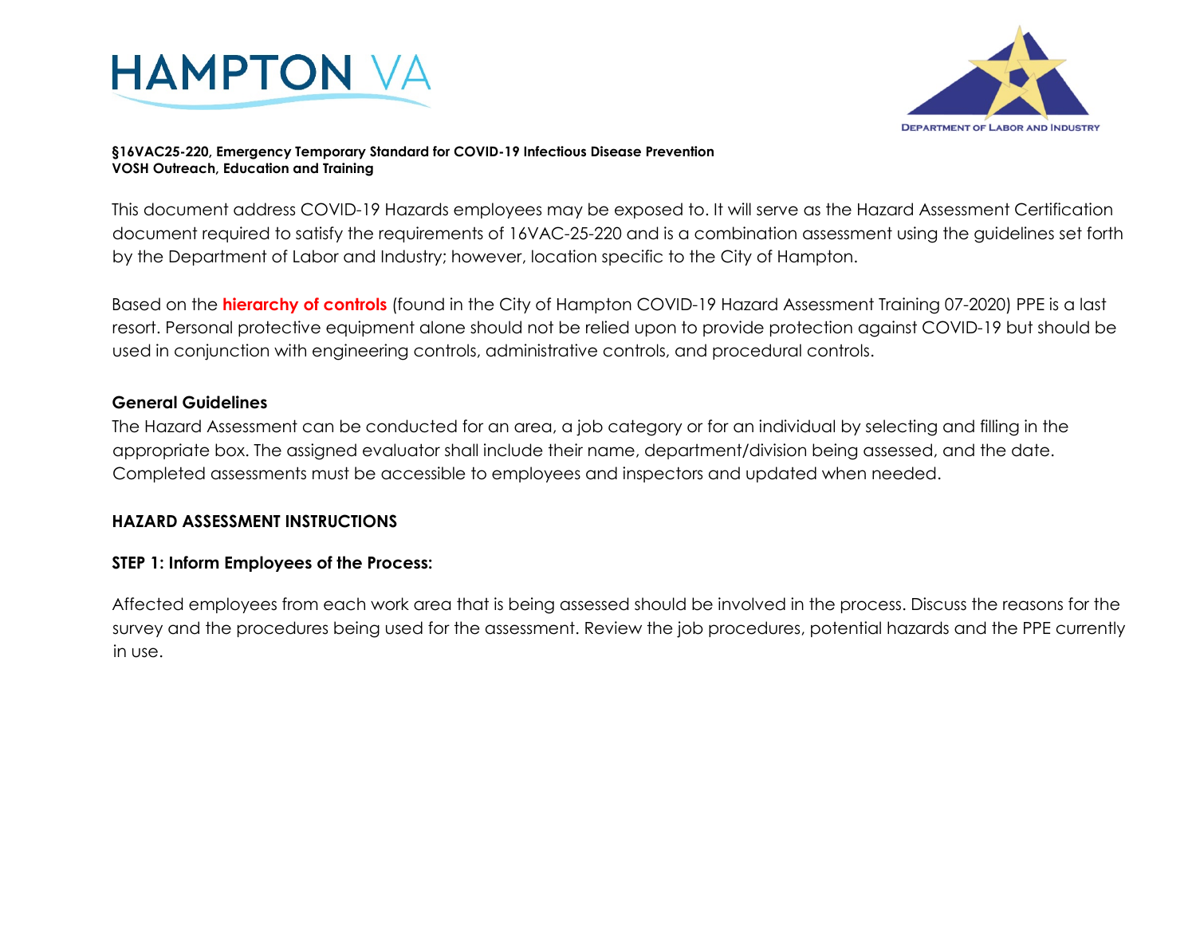HAMPTON VA

DEPARTMENT OF LABOR AND INDUSTRY

**§16VAC25-220, Emergency Temporary Standard for COVID-19 Infectious Disease Prevention**
**VOSH Outreach, Education and Training**

This document address COVID-19 Hazards employees may be exposed to. It will serve as the Hazard Assessment Certification document required to satisfy the requirements of 16VAC-25-220 and is a combination assessment using the guidelines set forth by the Department of Labor and Industry; however, location specific to the City of Hampton.

Based on the **hierarchy of controls** (found in the City of Hampton COVID-19 Hazard Assessment Training 07-2020) PPE is a last resort. Personal protective equipment alone should not be relied upon to provide protection against COVID-19 but should be used in conjunction with engineering controls, administrative controls, and procedural controls.

## General Guidelines

The Hazard Assessment can be conducted for an area, a job category or for an individual by selecting and filling in the appropriate box. The assigned evaluator shall include their name, department/division being assessed, and the date. Completed assessments must be accessible to employees and inspectors and updated when needed.

## HAZARD ASSESSMENT INSTRUCTIONS

### STEP 1: Inform Employees of the Process:

Affected employees from each work area that is being assessed should be involved in the process. Discuss the reasons for the survey and the procedures being used for the assessment. Review the job procedures, potential hazards and the PPE currently in use.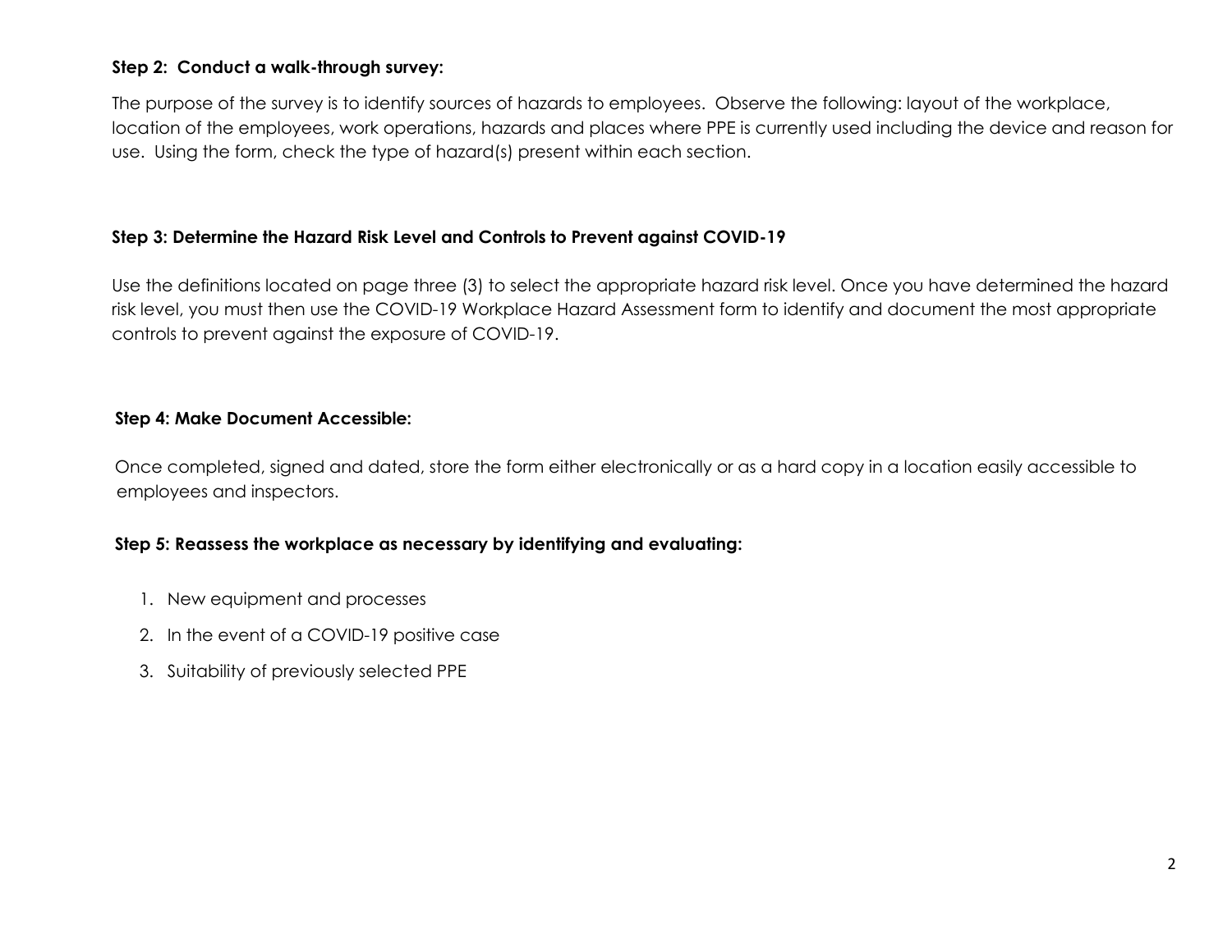**Step 2: Conduct a walk-through survey:**

The purpose of the survey is to identify sources of hazards to employees. Observe the following: layout of the workplace, location of the employees, work operations, hazards and places where PPE is currently used including the device and reason for use. Using the form, check the type of hazard(s) present within each section.

**Step 3: Determine the Hazard Risk Level and Controls to Prevent against COVID-19**

Use the definitions located on page three (3) to select the appropriate hazard risk level. Once you have determined the hazard risk level, you must then use the COVID-19 Workplace Hazard Assessment form to identify and document the most appropriate controls to prevent against the exposure of COVID-19.

**Step 4: Make Document Accessible:**

Once completed, signed and dated, store the form either electronically or as a hard copy in a location easily accessible to employees and inspectors.

**Step 5: Reassess the workplace as necessary by identifying and evaluating:**

1. New equipment and processes
2. In the event of a COVID-19 positive case
3. Suitability of previously selected PPE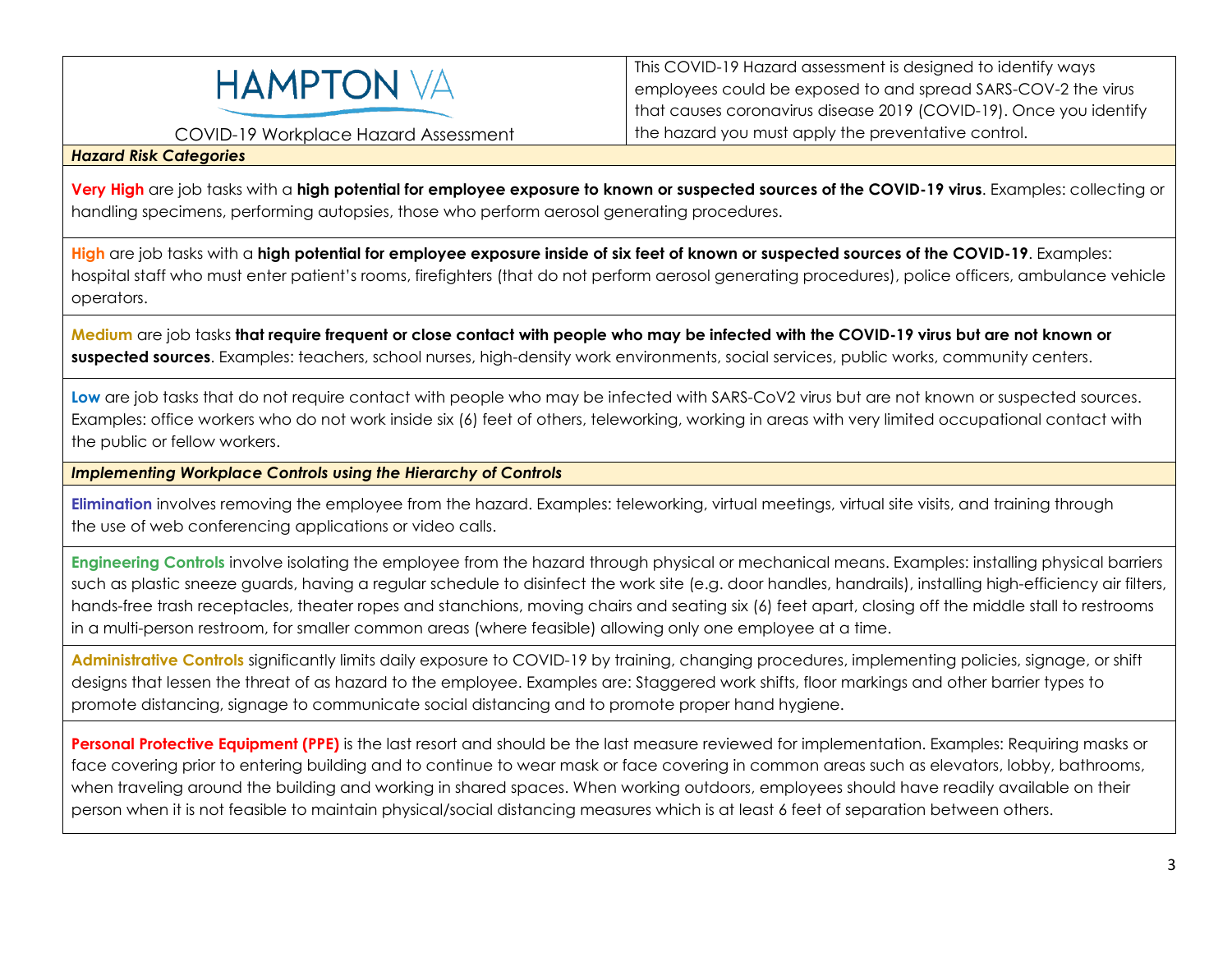# HAMPTON VA

COVID-19 Workplace Hazard Assessment

This COVID-19 Hazard assessment is designed to identify ways employees could be exposed to and spread SARS-COV-2 the virus that causes coronavirus disease 2019 (COVID-19). Once you identify the hazard you must apply the preventative control.

## *Hazard Risk Categories*

**Very High** are job tasks with a **high potential for employee exposure to known or suspected sources of the COVID-19 virus**. Examples: collecting or handling specimens, performing autopsies, those who perform aerosol generating procedures.

**High** are job tasks with a **high potential for employee exposure inside of six feet of known or suspected sources of the COVID-19**. Examples: hospital staff who must enter patient's rooms, firefighters (that do not perform aerosol generating procedures), police officers, ambulance vehicle operators.

**Medium** are job tasks **that require frequent or close contact with people who may be infected with the COVID-19 virus but are not known or suspected sources**. Examples: teachers, school nurses, high-density work environments, social services, public works, community centers.

**Low** are job tasks that do not require contact with people who may be infected with SARS-CoV2 virus but are not known or suspected sources. Examples: office workers who do not work inside six (6) feet of others, teleworking, working in areas with very limited occupational contact with the public or fellow workers.

## *Implementing Workplace Controls using the Hierarchy of Controls*

**Elimination** involves removing the employee from the hazard. Examples: teleworking, virtual meetings, virtual site visits, and training through the use of web conferencing applications or video calls.

**Engineering Controls** involve isolating the employee from the hazard through physical or mechanical means. Examples: installing physical barriers such as plastic sneeze guards, having a regular schedule to disinfect the work site (e.g. door handles, handrails), installing high-efficiency air filters, hands-free trash receptacles, theater ropes and stanchions, moving chairs and seating six (6) feet apart, closing off the middle stall to restrooms in a multi-person restroom, for smaller common areas (where feasible) allowing only one employee at a time.

**Administrative Controls** significantly limits daily exposure to COVID-19 by training, changing procedures, implementing policies, signage, or shift designs that lessen the threat of as hazard to the employee. Examples are: Staggered work shifts, floor markings and other barrier types to promote distancing, signage to communicate social distancing and to promote proper hand hygiene.

**Personal Protective Equipment (PPE)** is the last resort and should be the last measure reviewed for implementation. Examples: Requiring masks or face covering prior to entering building and to continue to wear mask or face covering in common areas such as elevators, lobby, bathrooms, when traveling around the building and working in shared spaces. When working outdoors, employees should have readily available on their person when it is not feasible to maintain physical/social distancing measures which is at least 6 feet of separation between others.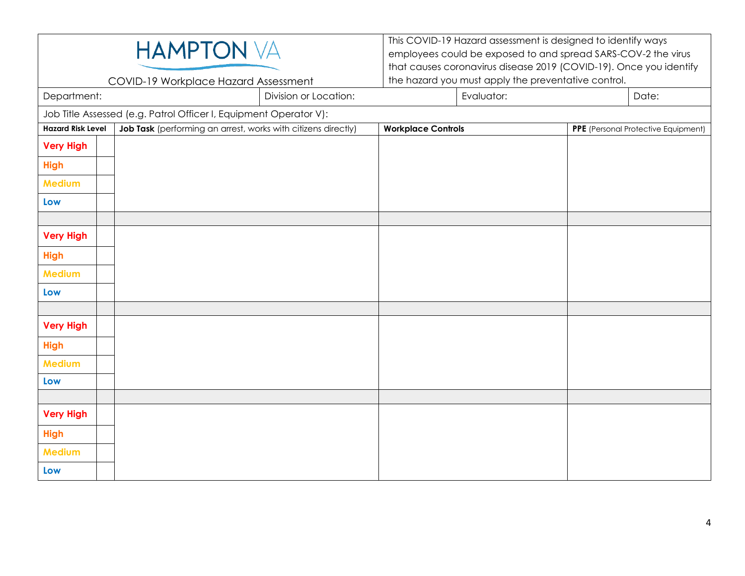# HAMPTON VA

COVID-19 Workplace Hazard Assessment

This COVID-19 Hazard assessment is designed to identify ways employees could be exposed to and spread SARS-COV-2 the virus that causes coronavirus disease 2019 (COVID-19). Once you identify the hazard you must apply the preventative control.

| Department: | Division or Location: | Evaluator: | Date: |
|---|---|---|---|

Job Title Assessed (e.g. Patrol Officer I, Equipment Operator V):

| Hazard Risk Level | | **Job Task** (performing an arrest, works with citizens directly) | **Workplace Controls** | **PPE** (Personal Protective Equipment) |
|---|---|---|---|---|
| **Very High** | | | | |
| **High** | | | | |
| **Medium** | | | | |
| **Low** | | | | |
| | | | | |
| **Very High** | | | | |
| **High** | | | | |
| **Medium** | | | | |
| **Low** | | | | |
| | | | | |
| **Very High** | | | | |
| **High** | | | | |
| **Medium** | | | | |
| **Low** | | | | |
| | | | | |
| **Very High** | | | | |
| **High** | | | | |
| **Medium** | | | | |
| **Low** | | | | |